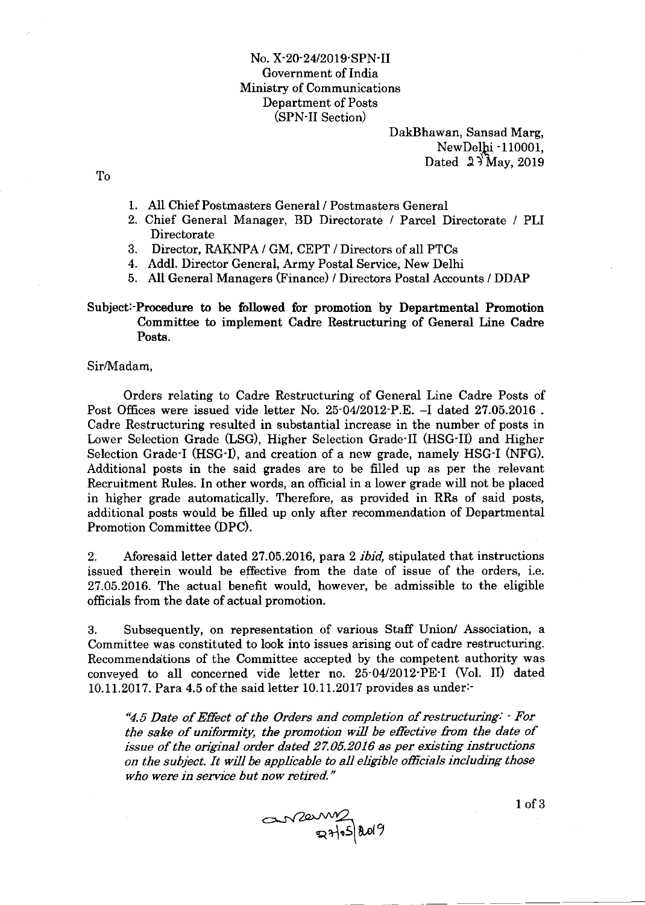No. X-20-24/2019-SPN-II
Government of India
Ministry of Communications
Department of Posts
(SPN-II Section)

DakBhawan, Sansad Marg,
NewDelhi -110001,
Dated 27 May, 2019

To

1. All Chief Postmasters General / Postmasters General
2. Chief General Manager, BD Directorate / Parcel Directorate / PLI Directorate
3. Director, RAKNPA / GM, CEPT / Directors of all PTCs
4. Addl. Director General, Army Postal Service, New Delhi
5. All General Managers (Finance) / Directors Postal Accounts / DDAP

Subject:-**Procedure to be followed for promotion by Departmental Promotion Committee to implement Cadre Restructuring of General Line Cadre Posts.**

Sir/Madam,

Orders relating to Cadre Restructuring of General Line Cadre Posts of Post Offices were issued vide letter No. 25-04/2012-P.E. –I dated 27.05.2016 . Cadre Restructuring resulted in substantial increase in the number of posts in Lower Selection Grade (LSG), Higher Selection Grade-II (HSG-II) and Higher Selection Grade-I (HSG-I), and creation of a new grade, namely HSG-I (NFG). Additional posts in the said grades are to be filled up as per the relevant Recruitment Rules. In other words, an official in a lower grade will not be placed in higher grade automatically. Therefore, as provided in RRs of said posts, additional posts would be filled up only after recommendation of Departmental Promotion Committee (DPC).

2. Aforesaid letter dated 27.05.2016, para 2 *ibid,* stipulated that instructions issued therein would be effective from the date of issue of the orders, i.e. 27.05.2016. The actual benefit would, however, be admissible to the eligible officials from the date of actual promotion.

3. Subsequently, on representation of various Staff Union/ Association, a Committee was constituted to look into issues arising out of cadre restructuring. Recommendations of the Committee accepted by the competent authority was conveyed to all concerned vide letter no. 25-04/2012-PE-I (Vol. II) dated 10.11.2017. Para 4.5 of the said letter 10.11.2017 provides as under:-

> *"4.5 Date of Effect of the Orders and completion of restructuring: - For the sake of uniformity, the promotion will be effective from the date of issue of the original order dated 27.05.2016 as per existing instructions on the subject. It will be applicable to all eligible officials including those who were in service but now retired."*

27/05/2019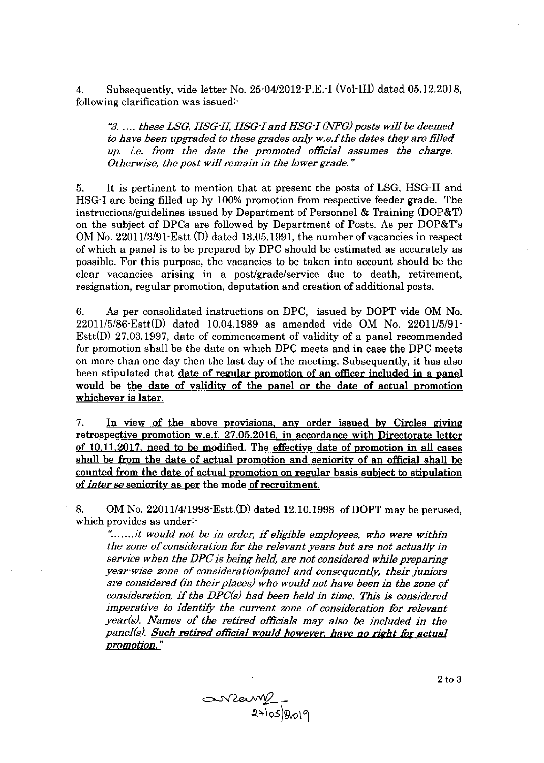4. Subsequently, vide letter No. 25-04/2012-P.E.-I (Vol-III) dated 05.12.2018, following clarification was issued:-

> *"3. .... these LSG, HSG-II, HSG-I and HSG-I (NFG) posts will be deemed to have been upgraded to these grades only w.e.f the dates they are filled up, i.e. from the date the promoted official assumes the charge. Otherwise, the post will remain in the lower grade."*

5. It is pertinent to mention that at present the posts of LSG, HSG-II and HSG-I are being filled up by 100% promotion from respective feeder grade. The instructions/guidelines issued by Department of Personnel & Training (DOP&T) on the subject of DPCs are followed by Department of Posts. As per DOP&T's OM No. 22011/3/91-Estt (D) dated 13.05.1991, the number of vacancies in respect of which a panel is to be prepared by DPC should be estimated as accurately as possible. For this purpose, the vacancies to be taken into account should be the clear vacancies arising in a post/grade/service due to death, retirement, resignation, regular promotion, deputation and creation of additional posts.

6. As per consolidated instructions on DPC, issued by DOPT vide OM No. 22011/5/86-Estt(D) dated 10.04.1989 as amended vide OM No. 22011/5/91-Estt(D) 27.03.1997, date of commencement of validity of a panel recommended for promotion shall be the date on which DPC meets and in case the DPC meets on more than one day then the last day of the meeting. Subsequently, it has also been stipulated that <u>date of regular promotion of an officer included in a panel would be the date of validity of the panel or the date of actual promotion whichever is later.</u>

7. <u>In view of the above provisions, any order issued by Circles giving retrospective promotion w.e.f. 27.05.2016, in accordance with Directorate letter of 10.11.2017, need to be modified. The effective date of promotion in all cases shall be from the date of actual promotion and seniority of an official shall be counted from the date of actual promotion on regular basis subject to stipulation of *inter se* seniority as per the mode of recruitment.</u>

8. OM No. 22011/4/1998-Estt.(D) dated 12.10.1998 of DOPT may be perused, which provides as under:-

> *".......it would not be in order, if eligible employees, who were within the zone of consideration for the relevant years but are not actually in service when the DPC is being held, are not considered while preparing year-wise zone of consideration/panel and consequently, their juniors are considered (in their places) who would not have been in the zone of consideration, if the DPC(s) had been held in time. This is considered imperative to identify the current zone of consideration for relevant year(s). Names of the retired officials may also be included in the panel(s). <u>Such retired official would however, have no right for actual promotion."</u>*

2 to 3

27/05/2019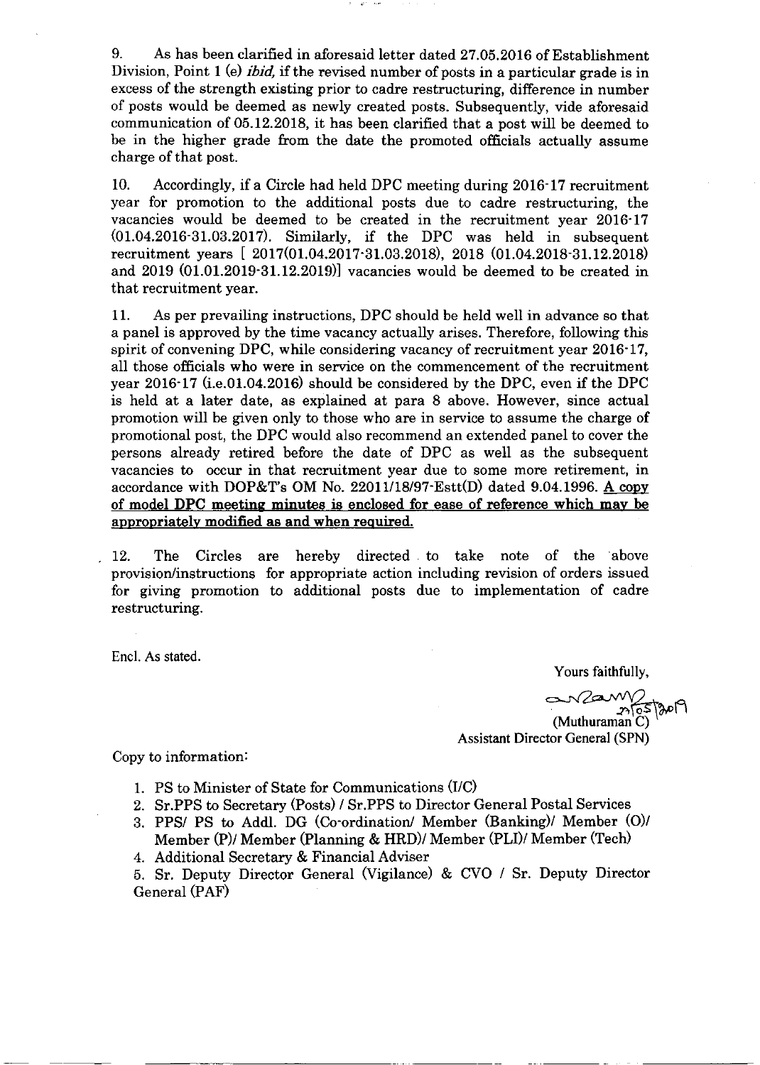9. As has been clarified in aforesaid letter dated 27.05.2016 of Establishment Division, Point 1 (e) *ibid,* if the revised number of posts in a particular grade is in excess of the strength existing prior to cadre restructuring, difference in number of posts would be deemed as newly created posts. Subsequently, vide aforesaid communication of 05.12.2018, it has been clarified that a post will be deemed to be in the higher grade from the date the promoted officials actually assume charge of that post.

10. Accordingly, if a Circle had held DPC meeting during 2016-17 recruitment year for promotion to the additional posts due to cadre restructuring, the vacancies would be deemed to be created in the recruitment year 2016-17 (01.04.2016-31.03.2017). Similarly, if the DPC was held in subsequent recruitment years [ 2017(01.04.2017-31.03.2018), 2018 (01.04.2018-31.12.2018) and 2019 (01.01.2019-31.12.2019)] vacancies would be deemed to be created in that recruitment year.

11. As per prevailing instructions, DPC should be held well in advance so that a panel is approved by the time vacancy actually arises. Therefore, following this spirit of convening DPC, while considering vacancy of recruitment year 2016-17, all those officials who were in service on the commencement of the recruitment year 2016-17 (i.e.01.04.2016) should be considered by the DPC, even if the DPC is held at a later date, as explained at para 8 above. However, since actual promotion will be given only to those who are in service to assume the charge of promotional post, the DPC would also recommend an extended panel to cover the persons already retired before the date of DPC as well as the subsequent vacancies to occur in that recruitment year due to some more retirement, in accordance with DOP&T's OM No. 22011/18/97-Estt(D) dated 9.04.1996. **A copy of model DPC meeting minutes is enclosed for ease of reference which may be appropriately modified as and when required.**

12. The Circles are hereby directed to take note of the above provision/instructions for appropriate action including revision of orders issued for giving promotion to additional posts due to implementation of cadre restructuring.

Encl. As stated.

Yours faithfully,

(Muthuraman C) 31/05/2019
Assistant Director General (SPN)

Copy to information:

1. PS to Minister of State for Communications (I/C)
2. Sr.PPS to Secretary (Posts) / Sr.PPS to Director General Postal Services
3. PPS/ PS to Addl. DG (Co-ordination/ Member (Banking)/ Member (O)/ Member (P)/ Member (Planning & HRD)/ Member (PLI)/ Member (Tech)
4. Additional Secretary & Financial Adviser
5. Sr. Deputy Director General (Vigilance) & CVO / Sr. Deputy Director General (PAF)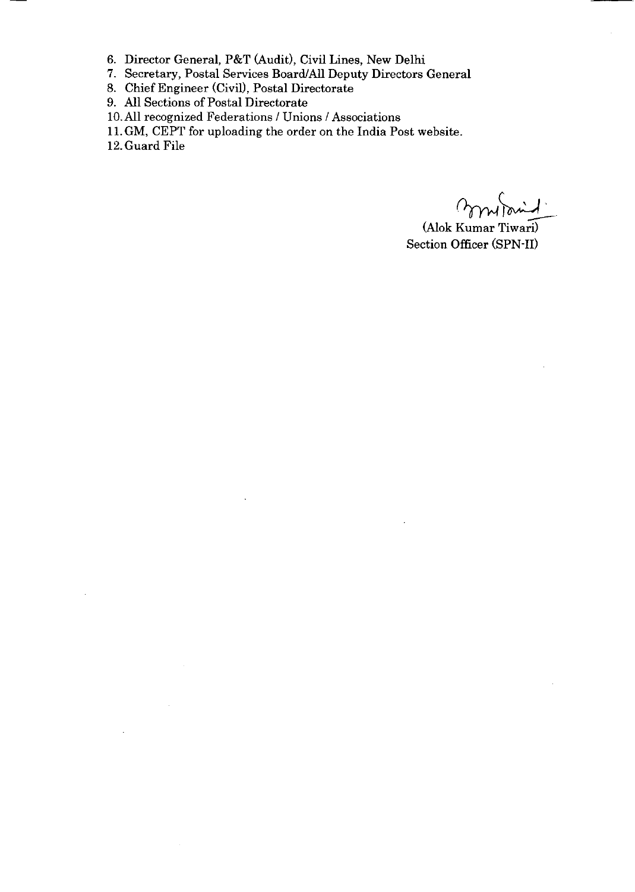6. Director General, P&T (Audit), Civil Lines, New Delhi
7. Secretary, Postal Services Board/All Deputy Directors General
8. Chief Engineer (Civil), Postal Directorate
9. All Sections of Postal Directorate
10. All recognized Federations / Unions / Associations
11. GM, CEPT for uploading the order on the India Post website.
12. Guard File

(Alok Kumar Tiwari)
Section Officer (SPN-II)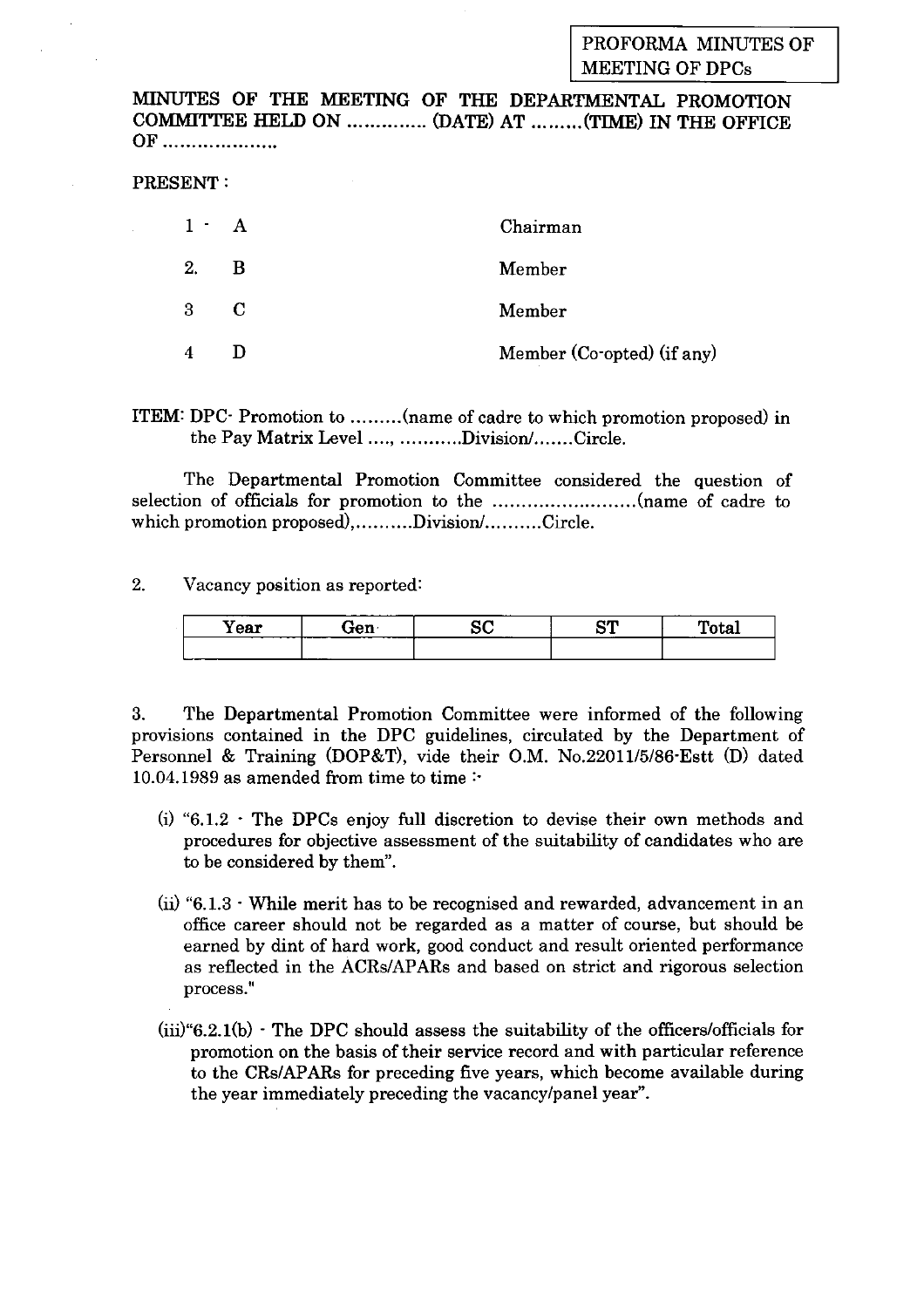PROFORMA MINUTES OF MEETING OF DPCs

**MINUTES OF THE MEETING OF THE DEPARTMENTAL PROMOTION COMMITTEE HELD ON .............. (DATE) AT .........(TIME) IN THE OFFICE OF ...................**

PRESENT :

| | | |
|---|---|---|
| 1 - | A | Chairman |
| 2. | B | Member |
| 3 | C | Member |
| 4 | D | Member (Co-opted) (if any) |

ITEM: DPC- Promotion to .........(name of cadre to which promotion proposed) in the Pay Matrix Level ...., ...........Division/.......Circle.

The Departmental Promotion Committee considered the question of selection of officials for promotion to the .........................(name of cadre to which promotion proposed),..........Division/..........Circle.

2. Vacancy position as reported:

| Year | Gen | SC | ST | Total |
|---|---|---|---|---|
| | | | | |

3. The Departmental Promotion Committee were informed of the following provisions contained in the DPC guidelines, circulated by the Department of Personnel & Training (DOP&T), vide their O.M. No.22011/5/86-Estt (D) dated 10.04.1989 as amended from time to time :-

(i) "6.1.2 - The DPCs enjoy full discretion to devise their own methods and procedures for objective assessment of the suitability of candidates who are to be considered by them".

(ii) "6.1.3 - While merit has to be recognised and rewarded, advancement in an office career should not be regarded as a matter of course, but should be earned by dint of hard work, good conduct and result oriented performance as reflected in the ACRs/APARs and based on strict and rigorous selection process."

(iii)"6.2.1(b) - The DPC should assess the suitability of the officers/officials for promotion on the basis of their service record and with particular reference to the CRs/APARs for preceding five years, which become available during the year immediately preceding the vacancy/panel year".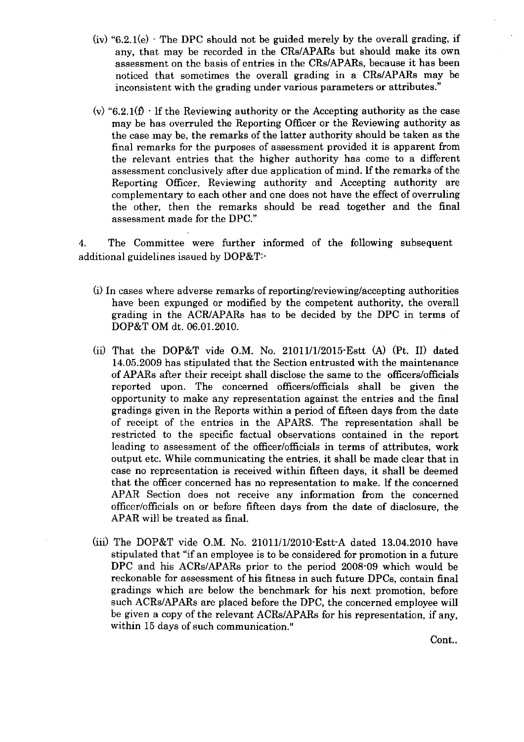(iv) "6.2.1(e) - The DPC should not be guided merely by the overall grading, if any, that may be recorded in the CRs/APARs but should make its own assessment on the basis of entries in the CRs/APARs, because it has been noticed that sometimes the overall grading in a CRs/APARs may be inconsistent with the grading under various parameters or attributes."

(v) "6.2.1(f) - If the Reviewing authority or the Accepting authority as the case may be has overruled the Reporting Officer or the Reviewing authority as the case may be, the remarks of the latter authority should be taken as the final remarks for the purposes of assessment provided it is apparent from the relevant entries that the higher authority has come to a different assessment conclusively after due application of mind. If the remarks of the Reporting Officer, Reviewing authority and Accepting authority are complementary to each other and one does not have the effect of overruling the other, then the remarks should be read together and the final assessment made for the DPC."

4. The Committee were further informed of the following subsequent additional guidelines issued by DOP&T:-

(i) In cases where adverse remarks of reporting/reviewing/accepting authorities have been expunged or modified by the competent authority, the overall grading in the ACR/APARs has to be decided by the DPC in terms of DOP&T OM dt. 06.01.2010.

(ii) That the DOP&T vide O.M. No. 21011/1/2015-Estt (A) (Pt. II) dated 14.05.2009 has stipulated that the Section entrusted with the maintenance of APARs after their receipt shall disclose the same to the officers/officials reported upon. The concerned officers/officials shall be given the opportunity to make any representation against the entries and the final gradings given in the Reports within a period of fifteen days from the date of receipt of the entries in the APARS. The representation shall be restricted to the specific factual observations contained in the report leading to assessment of the officer/officials in terms of attributes, work output etc. While communicating the entries, it shall be made clear that in case no representation is received within fifteen days, it shall be deemed that the officer concerned has no representation to make. If the concerned APAR Section does not receive any information from the concerned officer/officials on or before fifteen days from the date of disclosure, the APAR will be treated as final.

(iii) The DOP&T vide O.M. No. 21011/1/2010-Estt-A dated 13.04.2010 have stipulated that "if an employee is to be considered for promotion in a future DPC and his ACRs/APARs prior to the period 2008-09 which would be reckonable for assessment of his fitness in such future DPCs, contain final gradings which are below the benchmark for his next promotion, before such ACRs/APARs are placed before the DPC, the concerned employee will be given a copy of the relevant ACRs/APARs for his representation, if any, within 15 days of such communication."

Cont..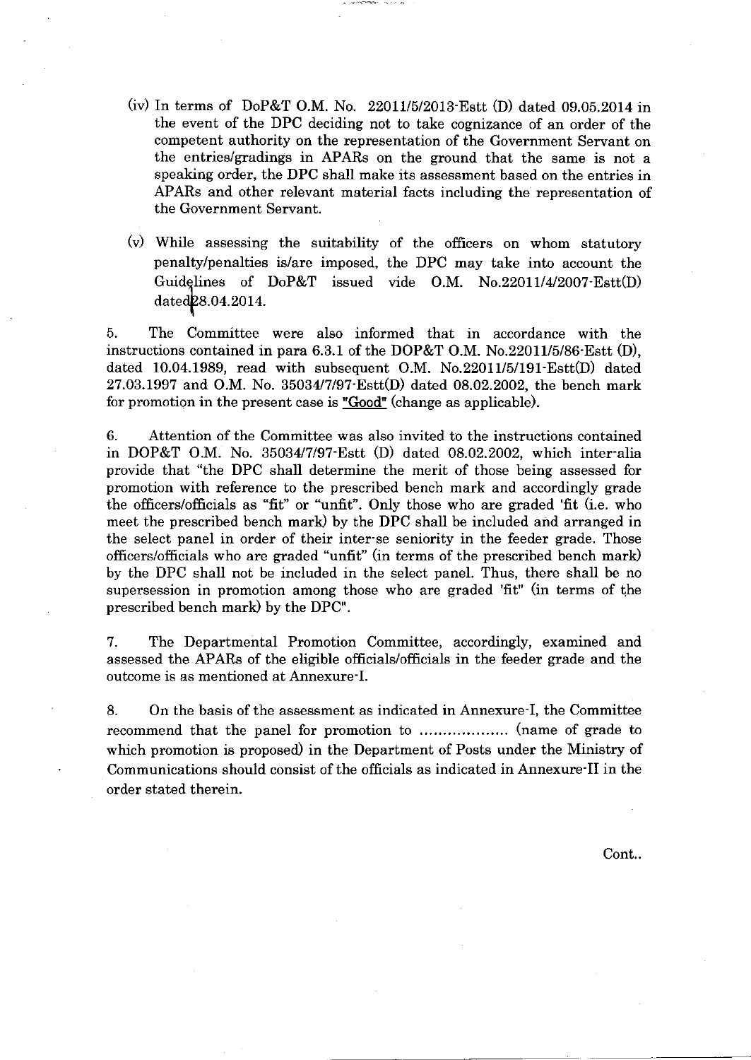(iv) In terms of DoP&T O.M. No. 22011/5/2013-Estt (D) dated 09.05.2014 in the event of the DPC deciding not to take cognizance of an order of the competent authority on the representation of the Government Servant on the entries/gradings in APARs on the ground that the same is not a speaking order, the DPC shall make its assessment based on the entries in APARs and other relevant material facts including the representation of the Government Servant.

(v) While assessing the suitability of the officers on whom statutory penalty/penalties is/are imposed, the DPC may take into account the Guidelines of DoP&T issued vide O.M. No.22011/4/2007-Estt(D) dated 28.04.2014.

5. The Committee were also informed that in accordance with the instructions contained in para 6.3.1 of the DOP&T O.M. No.22011/5/86-Estt (D), dated 10.04.1989, read with subsequent O.M. No.22011/5/191-Estt(D) dated 27.03.1997 and O.M. No. 35034/7/97-Estt(D) dated 08.02.2002, the bench mark for promotion in the present case is <u>"Good"</u> (change as applicable).

6. Attention of the Committee was also invited to the instructions contained in DOP&T O.M. No. 35034/7/97-Estt (D) dated 08.02.2002, which inter-alia provide that "the DPC shall determine the merit of those being assessed for promotion with reference to the prescribed bench mark and accordingly grade the officers/officials as "fit" or "unfit". Only those who are graded 'fit (i.e. who meet the prescribed bench mark) by the DPC shall be included and arranged in the select panel in order of their inter-se seniority in the feeder grade. Those officers/officials who are graded "unfit" (in terms of the prescribed bench mark) by the DPC shall not be included in the select panel. Thus, there shall be no supersession in promotion among those who are graded 'fit" (in terms of the prescribed bench mark) by the DPC".

7. The Departmental Promotion Committee, accordingly, examined and assessed the APARs of the eligible officials/officials in the feeder grade and the outcome is as mentioned at Annexure-I.

8. On the basis of the assessment as indicated in Annexure-I, the Committee recommend that the panel for promotion to .................. (name of grade to which promotion is proposed) in the Department of Posts under the Ministry of Communications should consist of the officials as indicated in Annexure-II in the order stated therein.

Cont..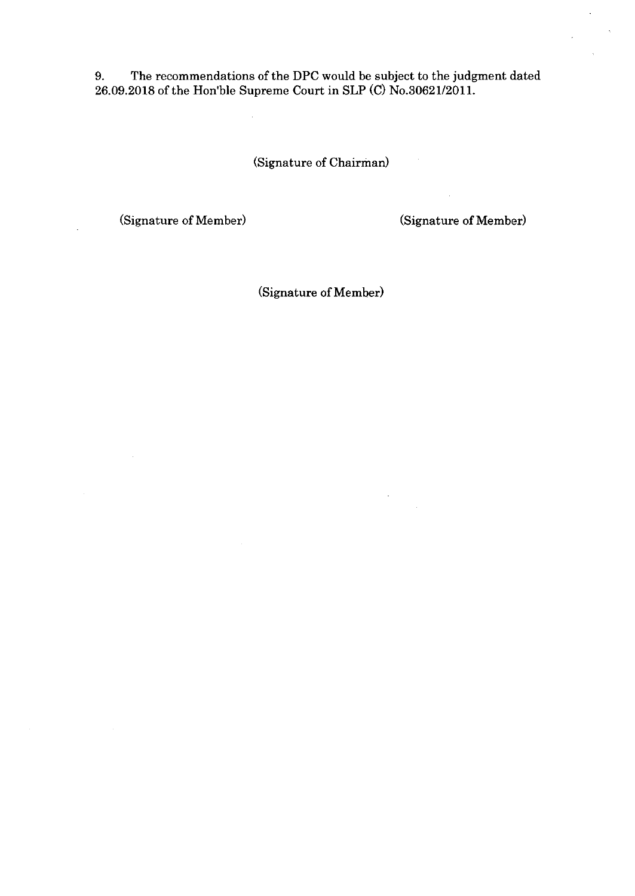9. The recommendations of the DPC would be subject to the judgment dated 26.09.2018 of the Hon'ble Supreme Court in SLP (C) No.30621/2011.

(Signature of Chairman)

(Signature of Member) (Signature of Member)

(Signature of Member)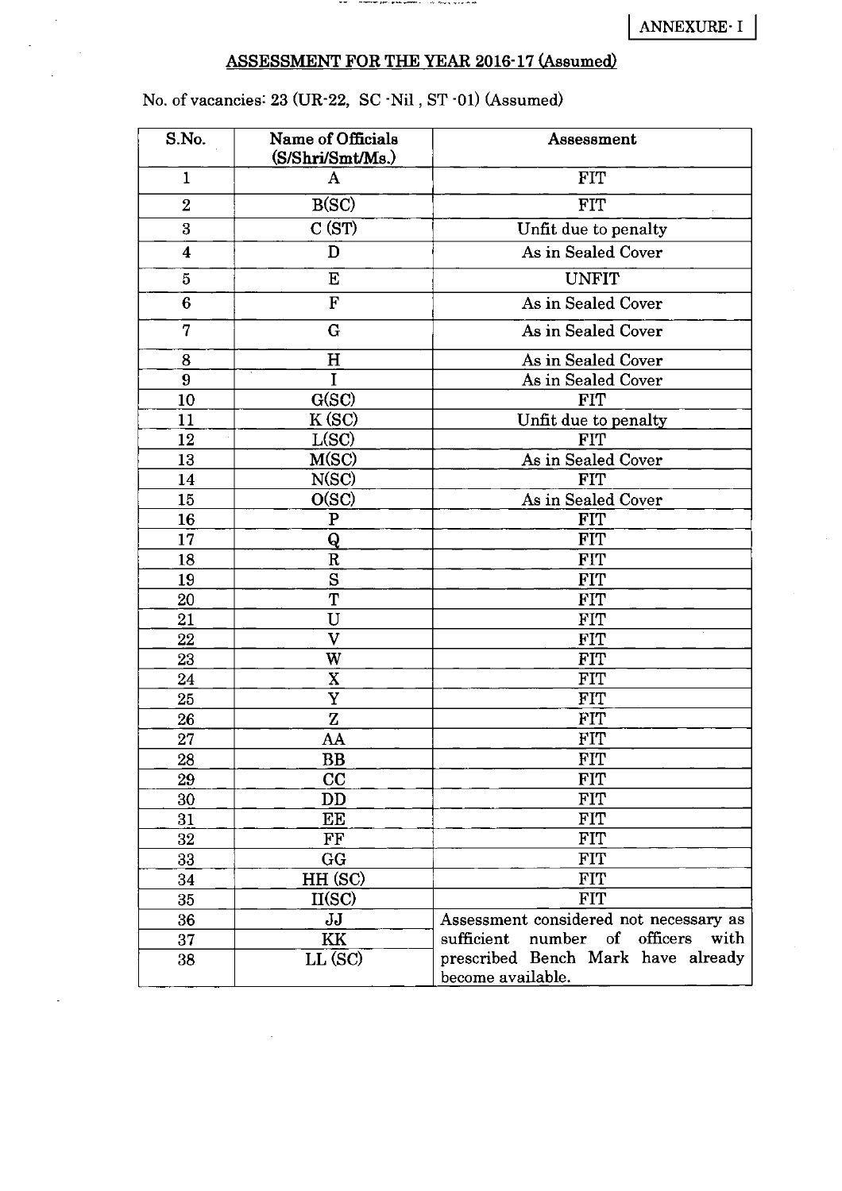ANNEXURE- I

## ASSESSMENT FOR THE YEAR 2016-17 (Assumed)

No. of vacancies: 23 (UR-22, SC -Nil , ST -01) (Assumed)

| S.No. | Name of Officials (S/Shri/Smt/Ms.) | Assessment |
|---|---|---|
| 1 | A | FIT |
| 2 | B(SC) | FIT |
| 3 | C (ST) | Unfit due to penalty |
| 4 | D | As in Sealed Cover |
| 5 | E | UNFIT |
| 6 | F | As in Sealed Cover |
| 7 | G | As in Sealed Cover |
| 8 | H | As in Sealed Cover |
| 9 | I | As in Sealed Cover |
| 10 | G(SC) | FIT |
| 11 | K (SC) | Unfit due to penalty |
| 12 | L(SC) | FIT |
| 13 | M(SC) | As in Sealed Cover |
| 14 | N(SC) | FIT |
| 15 | O(SC) | As in Sealed Cover |
| 16 | P | FIT |
| 17 | Q | FIT |
| 18 | R | FIT |
| 19 | S | FIT |
| 20 | T | FIT |
| 21 | U | FIT |
| 22 | V | FIT |
| 23 | W | FIT |
| 24 | X | FIT |
| 25 | Y | FIT |
| 26 | Z | FIT |
| 27 | AA | FIT |
| 28 | BB | FIT |
| 29 | CC | FIT |
| 30 | DD | FIT |
| 31 | EE | FIT |
| 32 | FF | FIT |
| 33 | GG | FIT |
| 34 | HH (SC) | FIT |
| 35 | II(SC) | FIT |
| 36 | JJ | Assessment considered not necessary as sufficient number of officers with prescribed Bench Mark have already become available. |
| 37 | KK | |
| 38 | LL (SC) | |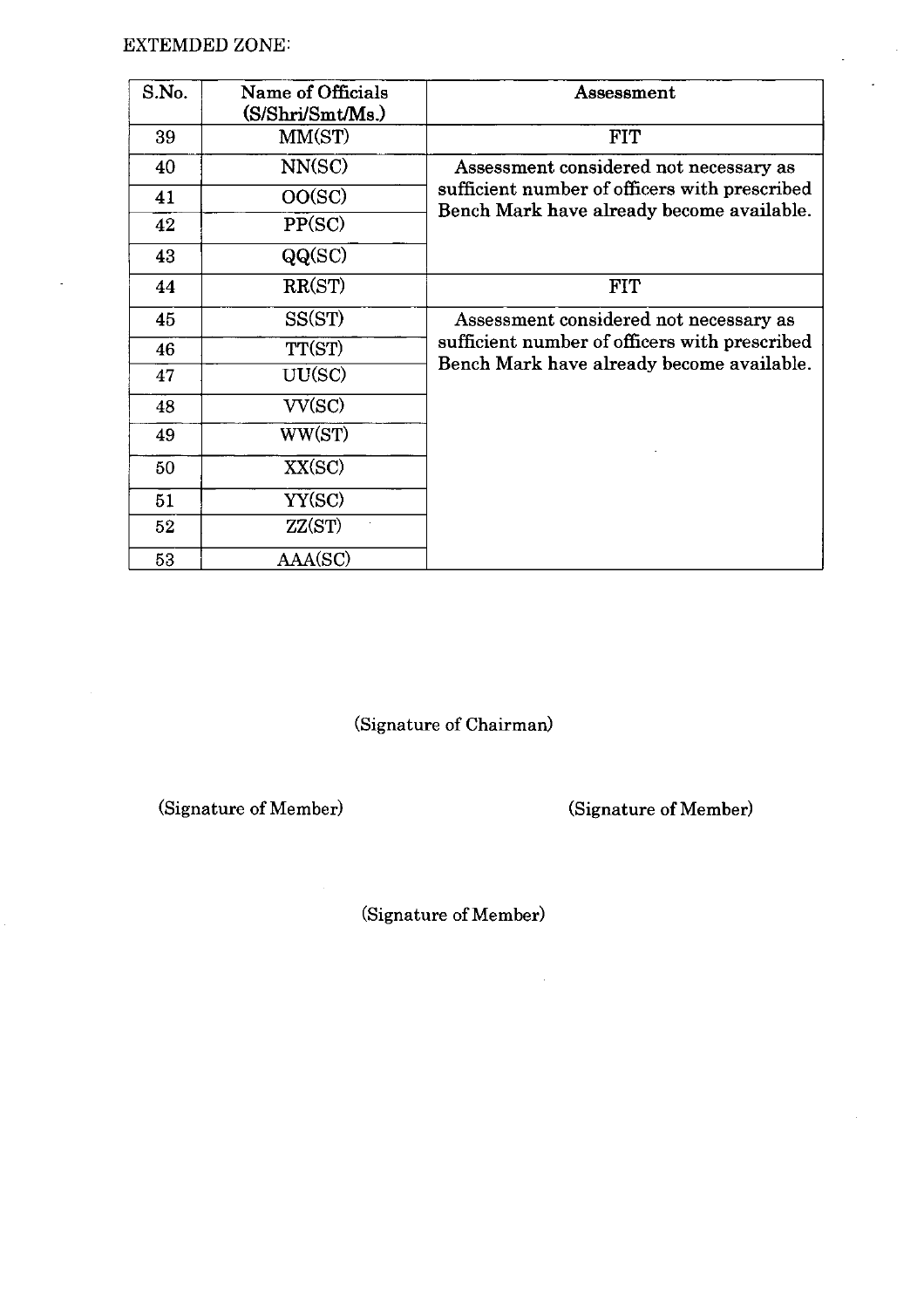EXTEMDED ZONE:

| S.No. | Name of Officials (S/Shri/Smt/Ms.) | Assessment |
|---|---|---|
| 39 | MM(ST) | FIT |
| 40 | NN(SC) | Assessment considered not necessary as sufficient number of officers with prescribed Bench Mark have already become available. |
| 41 | OO(SC) | |
| 42 | PP(SC) | |
| 43 | QQ(SC) | |
| 44 | RR(ST) | FIT |
| 45 | SS(ST) | Assessment considered not necessary as sufficient number of officers with prescribed Bench Mark have already become available. |
| 46 | TT(ST) | |
| 47 | UU(SC) | |
| 48 | VV(SC) | |
| 49 | WW(ST) | |
| 50 | XX(SC) | |
| 51 | YY(SC) | |
| 52 | ZZ(ST) | |
| 53 | AAA(SC) | |

(Signature of Chairman)

(Signature of Member)

(Signature of Member)

(Signature of Member)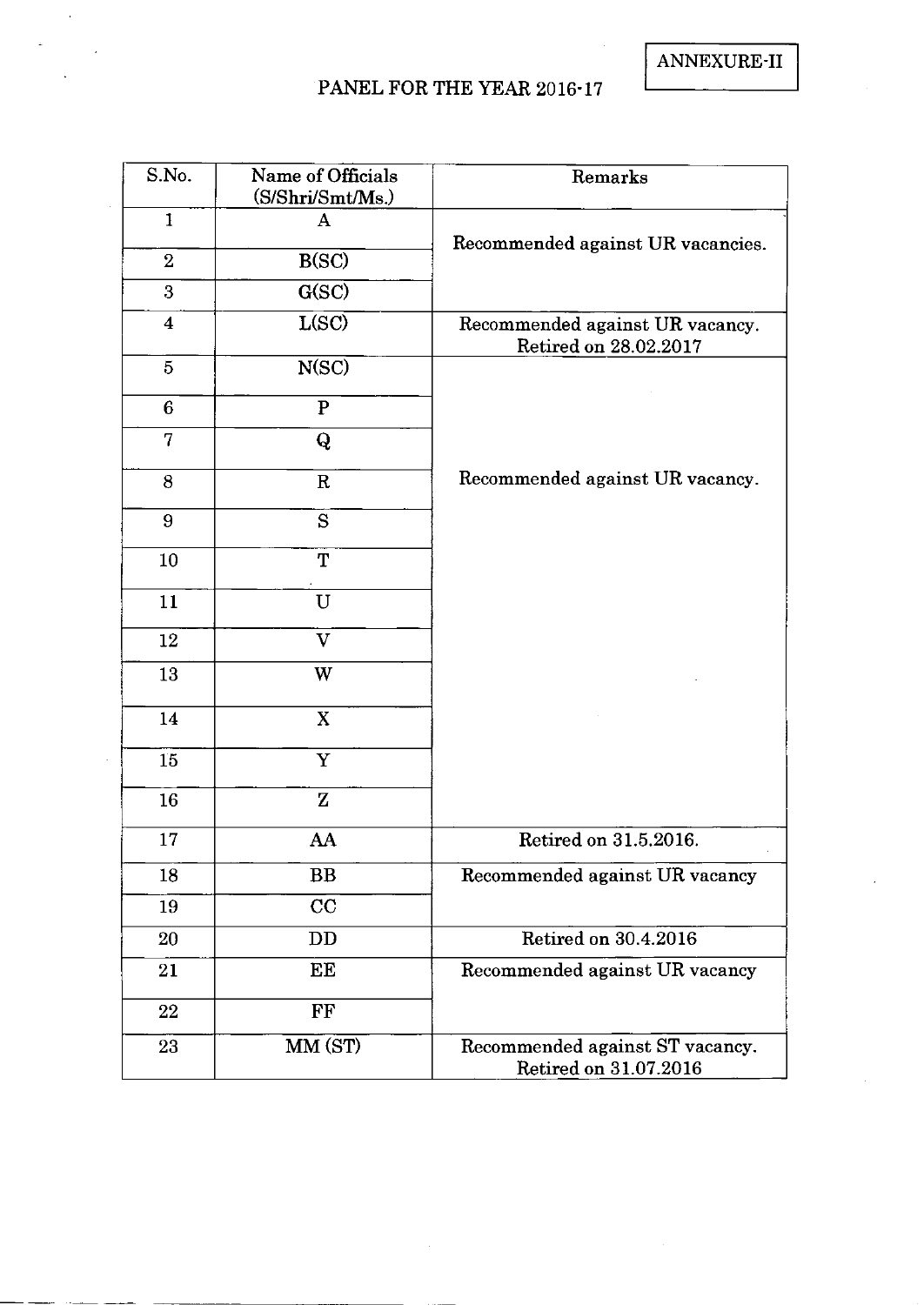ANNEXURE-II

# PANEL FOR THE YEAR 2016-17

| S.No. | Name of Officials (S/Shri/Smt/Ms.) | Remarks |
|---|---|---|
| 1 | A | Recommended against UR vacancies. |
| 2 | B(SC) | |
| 3 | G(SC) | |
| 4 | L(SC) | Recommended against UR vacancy. Retired on 28.02.2017 |
| 5 | N(SC) | Recommended against UR vacancy. |
| 6 | P | |
| 7 | Q | |
| 8 | R | |
| 9 | S | |
| 10 | T | |
| 11 | U | |
| 12 | V | |
| 13 | W | |
| 14 | X | |
| 15 | Y | |
| 16 | Z | |
| 17 | AA | Retired on 31.5.2016. |
| 18 | BB | Recommended against UR vacancy |
| 19 | CC | |
| 20 | DD | Retired on 30.4.2016 |
| 21 | EE | Recommended against UR vacancy |
| 22 | FF | |
| 23 | MM (ST) | Recommended against ST vacancy. Retired on 31.07.2016 |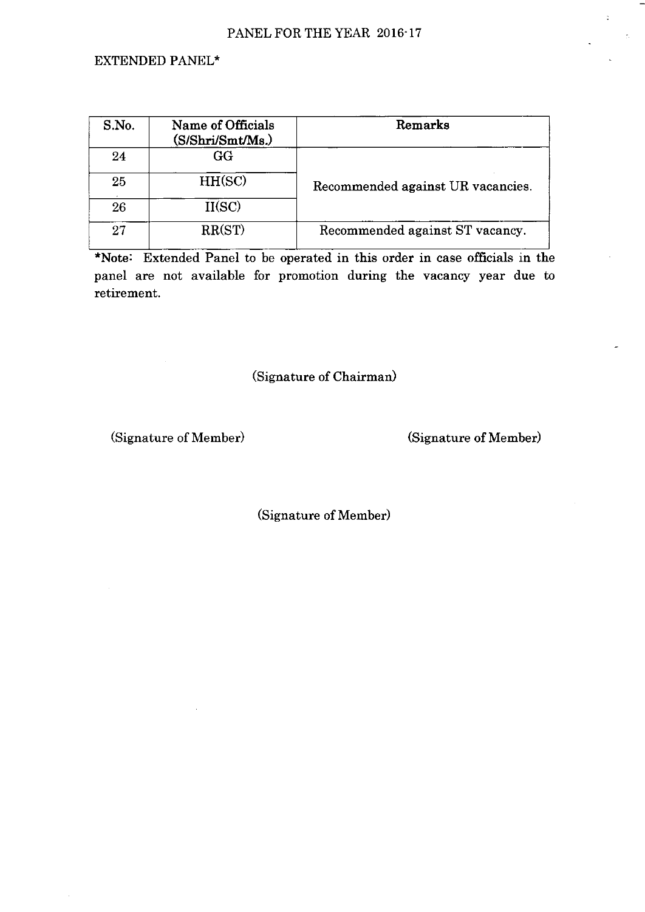PANEL FOR THE YEAR 2016-17

EXTENDED PANEL*

| S.No. | Name of Officials (S/Shri/Smt/Ms.) | Remarks |
|---|---|---|
| 24 | GG | Recommended against UR vacancies. |
| 25 | HH(SC) | |
| 26 | II(SC) | |
| 27 | RR(ST) | Recommended against ST vacancy. |

*Note: Extended Panel to be operated in this order in case officials in the panel are not available for promotion during the vacancy year due to retirement.

(Signature of Chairman)

(Signature of Member)

(Signature of Member)

(Signature of Member)